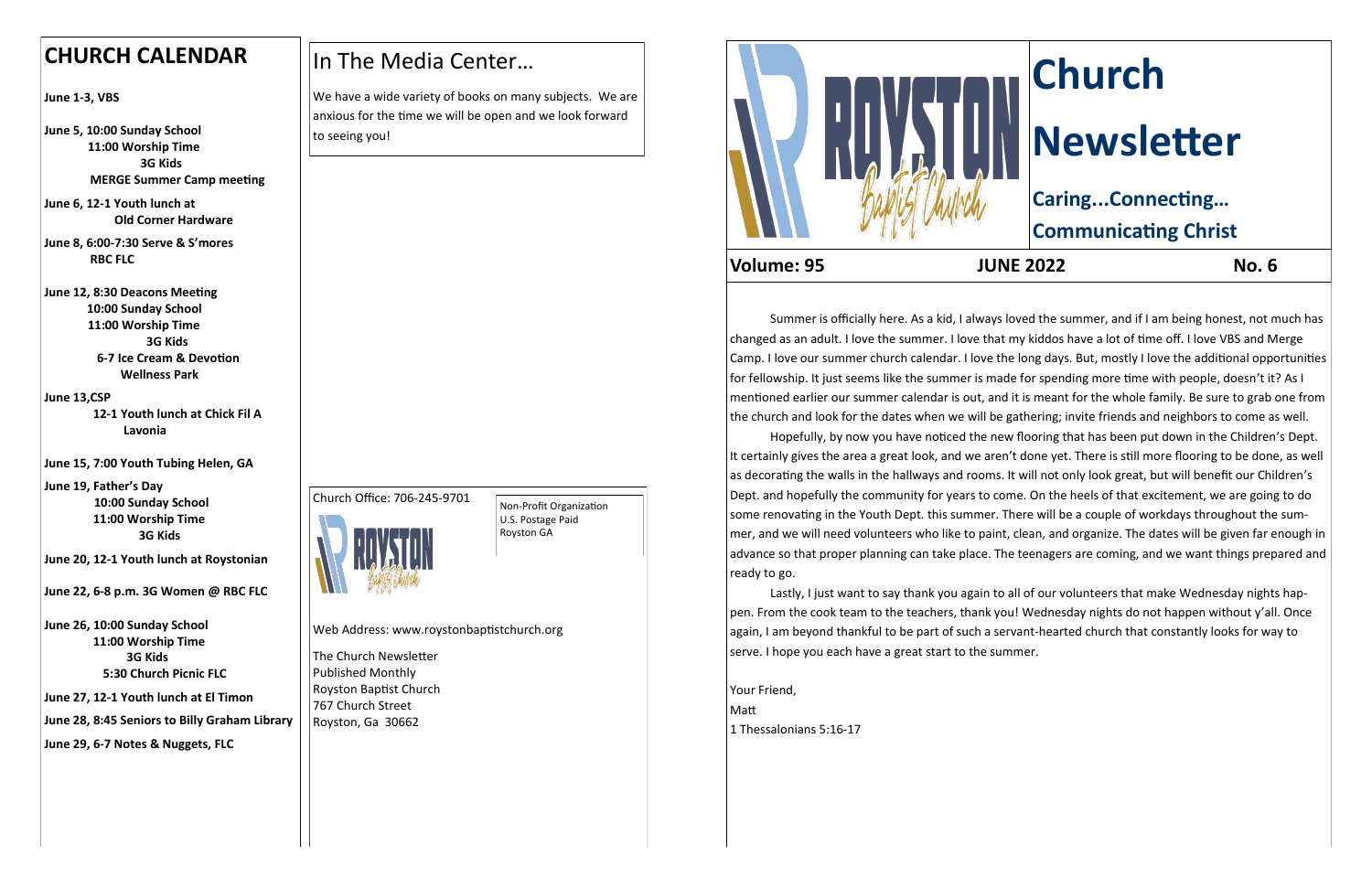## CHURCH CALENDAR

**June 1-3, VBS**

**June 5, 10:00 Sunday School**
**11:00 Worship Time**
**3G Kids**
**MERGE Summer Camp meeting**

**June 6, 12-1 Youth lunch at Old Corner Hardware**

**June 8, 6:00-7:30 Serve & S'mores RBC FLC**

**June 12, 8:30 Deacons Meeting**
**10:00 Sunday School**
**11:00 Worship Time**
**3G Kids**
**6-7 Ice Cream & Devotion Wellness Park**

**June 13,CSP**
**12-1 Youth lunch at Chick Fil A Lavonia**

**June 15, 7:00 Youth Tubing Helen, GA**

**June 19, Father's Day**
**10:00 Sunday School**
**11:00 Worship Time**
**3G Kids**

**June 20, 12-1 Youth lunch at Roystonian**

**June 22, 6-8 p.m. 3G Women @ RBC FLC**

**June 26, 10:00 Sunday School**
**11:00 Worship Time**
**3G Kids**
**5:30 Church Picnic FLC**

**June 27, 12-1 Youth lunch at El Timon**

**June 28, 8:45 Seniors to Billy Graham Library**

**June 29, 6-7 Notes & Nuggets, FLC**

## In The Media Center…

We have a wide variety of books on many subjects. We are anxious for the time we will be open and we look forward to seeing you!

Church Office: 706-245-9701

Non-Profit Organization
U.S. Postage Paid
Royston GA

Web Address: www.roystonbaptistchurch.org

The Church Newsletter
Published Monthly
Royston Baptist Church
767 Church Street
Royston, Ga 30662

# Church Newsletter

### Caring...Connecting... Communicating Christ

**Volume: 95** **JUNE 2022** **No. 6**

Summer is officially here. As a kid, I always loved the summer, and if I am being honest, not much has changed as an adult. I love the summer. I love that my kiddos have a lot of time off. I love VBS and Merge Camp. I love our summer church calendar. I love the long days. But, mostly I love the additional opportunities for fellowship. It just seems like the summer is made for spending more time with people, doesn't it? As I mentioned earlier our summer calendar is out, and it is meant for the whole family. Be sure to grab one from the church and look for the dates when we will be gathering; invite friends and neighbors to come as well.

Hopefully, by now you have noticed the new flooring that has been put down in the Children's Dept. It certainly gives the area a great look, and we aren't done yet. There is still more flooring to be done, as well as decorating the walls in the hallways and rooms. It will not only look great, but will benefit our Children's Dept. and hopefully the community for years to come. On the heels of that excitement, we are going to do some renovating in the Youth Dept. this summer. There will be a couple of workdays throughout the summer, and we will need volunteers who like to paint, clean, and organize. The dates will be given far enough in advance so that proper planning can take place. The teenagers are coming, and we want things prepared and ready to go.

Lastly, I just want to say thank you again to all of our volunteers that make Wednesday nights happen. From the cook team to the teachers, thank you! Wednesday nights do not happen without y'all. Once again, I am beyond thankful to be part of such a servant-hearted church that constantly looks for way to serve. I hope you each have a great start to the summer.

Your Friend,
Matt
1 Thessalonians 5:16-17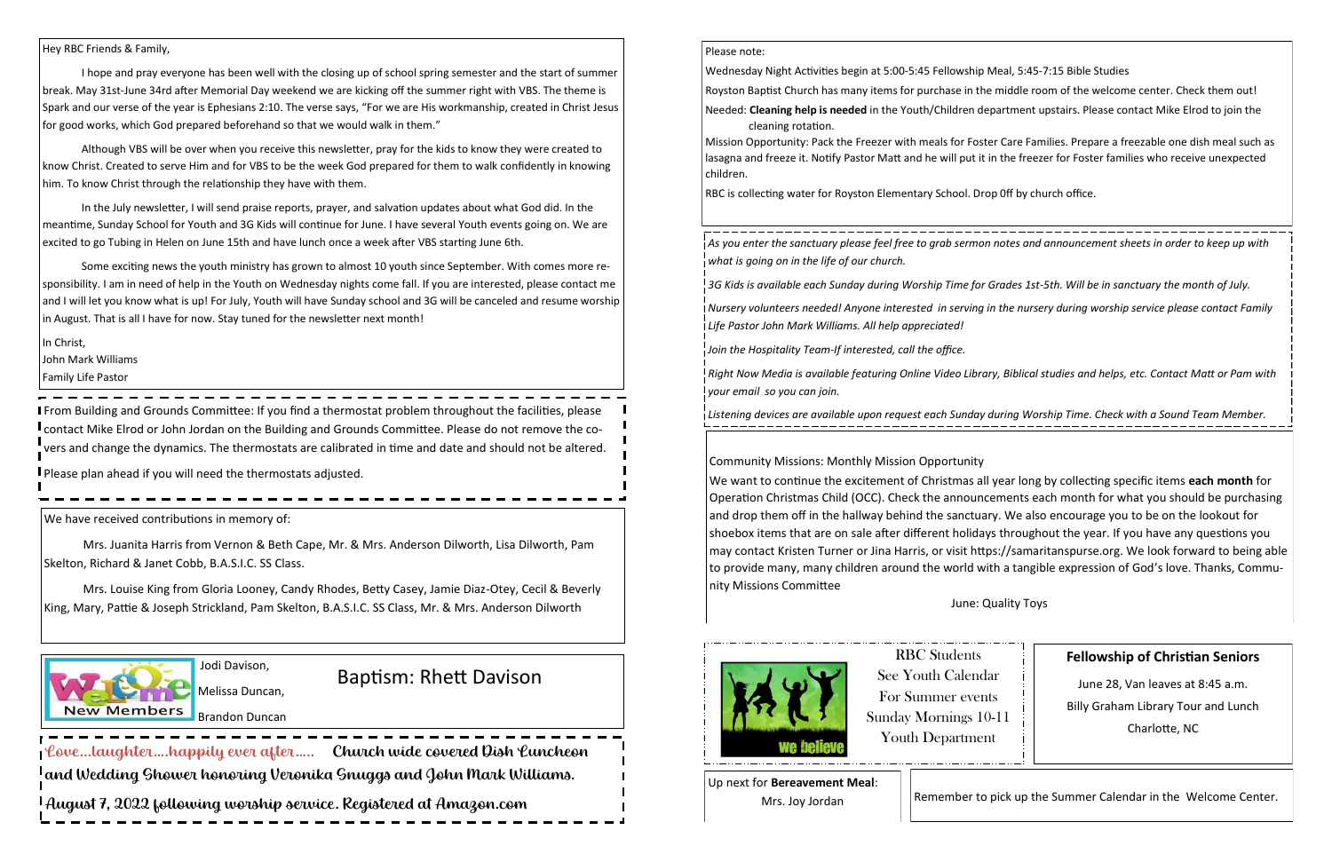Hey RBC Friends & Family,

I hope and pray everyone has been well with the closing up of school spring semester and the start of summer break. May 31st-June 34rd after Memorial Day weekend we are kicking off the summer right with VBS. The theme is Spark and our verse of the year is Ephesians 2:10. The verse says, "For we are His workmanship, created in Christ Jesus for good works, which God prepared beforehand so that we would walk in them."

Although VBS will be over when you receive this newsletter, pray for the kids to know they were created to know Christ. Created to serve Him and for VBS to be the week God prepared for them to walk confidently in knowing him. To know Christ through the relationship they have with them.

In the July newsletter, I will send praise reports, prayer, and salvation updates about what God did. In the meantime, Sunday School for Youth and 3G Kids will continue for June. I have several Youth events going on. We are excited to go Tubing in Helen on June 15th and have lunch once a week after VBS starting June 6th.

Some exciting news the youth ministry has grown to almost 10 youth since September. With comes more responsibility. I am in need of help in the Youth on Wednesday nights come fall. If you are interested, please contact me and I will let you know what is up! For July, Youth will have Sunday school and 3G will be canceled and resume worship in August. That is all I have for now. Stay tuned for the newsletter next month!

In Christ,
John Mark Williams
Family Life Pastor

From Building and Grounds Committee: If you find a thermostat problem throughout the facilities, please contact Mike Elrod or John Jordan on the Building and Grounds Committee. Please do not remove the covers and change the dynamics. The thermostats are calibrated in time and date and should not be altered.

Please plan ahead if you will need the thermostats adjusted.

We have received contributions in memory of:

Mrs. Juanita Harris from Vernon & Beth Cape, Mr. & Mrs. Anderson Dilworth, Lisa Dilworth, Pam Skelton, Richard & Janet Cobb, B.A.S.I.C. SS Class.

Mrs. Louise King from Gloria Looney, Candy Rhodes, Betty Casey, Jamie Diaz-Otey, Cecil & Beverly King, Mary, Pattie & Joseph Strickland, Pam Skelton, B.A.S.I.C. SS Class, Mr. & Mrs. Anderson Dilworth

Welcome New Members

Jodi Davison,
Melissa Duncan,
Brandon Duncan

Baptism: Rhett Davison

Love…laughter….happily ever after….. Church wide covered Dish Luncheon and Wedding Shower honoring Veronika Snuggs and John Mark Williams. August 7, 2022 following worship service. Registered at Amazon.com

Please note:

Wednesday Night Activities begin at 5:00-5:45 Fellowship Meal, 5:45-7:15 Bible Studies

Royston Baptist Church has many items for purchase in the middle room of the welcome center. Check them out!

Needed: **Cleaning help is needed** in the Youth/Children department upstairs. Please contact Mike Elrod to join the cleaning rotation.

Mission Opportunity: Pack the Freezer with meals for Foster Care Families. Prepare a freezable one dish meal such as lasagna and freeze it. Notify Pastor Matt and he will put it in the freezer for Foster families who receive unexpected children.

RBC is collecting water for Royston Elementary School. Drop 0ff by church office.

*As you enter the sanctuary please feel free to grab sermon notes and announcement sheets in order to keep up with what is going on in the life of our church.*

*3G Kids is available each Sunday during Worship Time for Grades 1st-5th. Will be in sanctuary the month of July.*

*Nursery volunteers needed! Anyone interested in serving in the nursery during worship service please contact Family Life Pastor John Mark Williams. All help appreciated!*

*Join the Hospitality Team-If interested, call the office.*

*Right Now Media is available featuring Online Video Library, Biblical studies and helps, etc. Contact Matt or Pam with your email so you can join.*

*Listening devices are available upon request each Sunday during Worship Time. Check with a Sound Team Member.*

Community Missions: Monthly Mission Opportunity

We want to continue the excitement of Christmas all year long by collecting specific items **each month** for Operation Christmas Child (OCC). Check the announcements each month for what you should be purchasing and drop them off in the hallway behind the sanctuary. We also encourage you to be on the lookout for shoebox items that are on sale after different holidays throughout the year. If you have any questions you may contact Kristen Turner or Jina Harris, or visit https://samaritanspurse.org. We look forward to being able to provide many, many children around the world with a tangible expression of God's love. Thanks, Community Missions Committee

June: Quality Toys

we believe

RBC Students
See Youth Calendar
For Summer events
Sunday Mornings 10-11
Youth Department

**Fellowship of Christian Seniors**

June 28, Van leaves at 8:45 a.m.
Billy Graham Library Tour and Lunch
Charlotte, NC

Up next for **Bereavement Meal**:
Mrs. Joy Jordan

Remember to pick up the Summer Calendar in the Welcome Center.